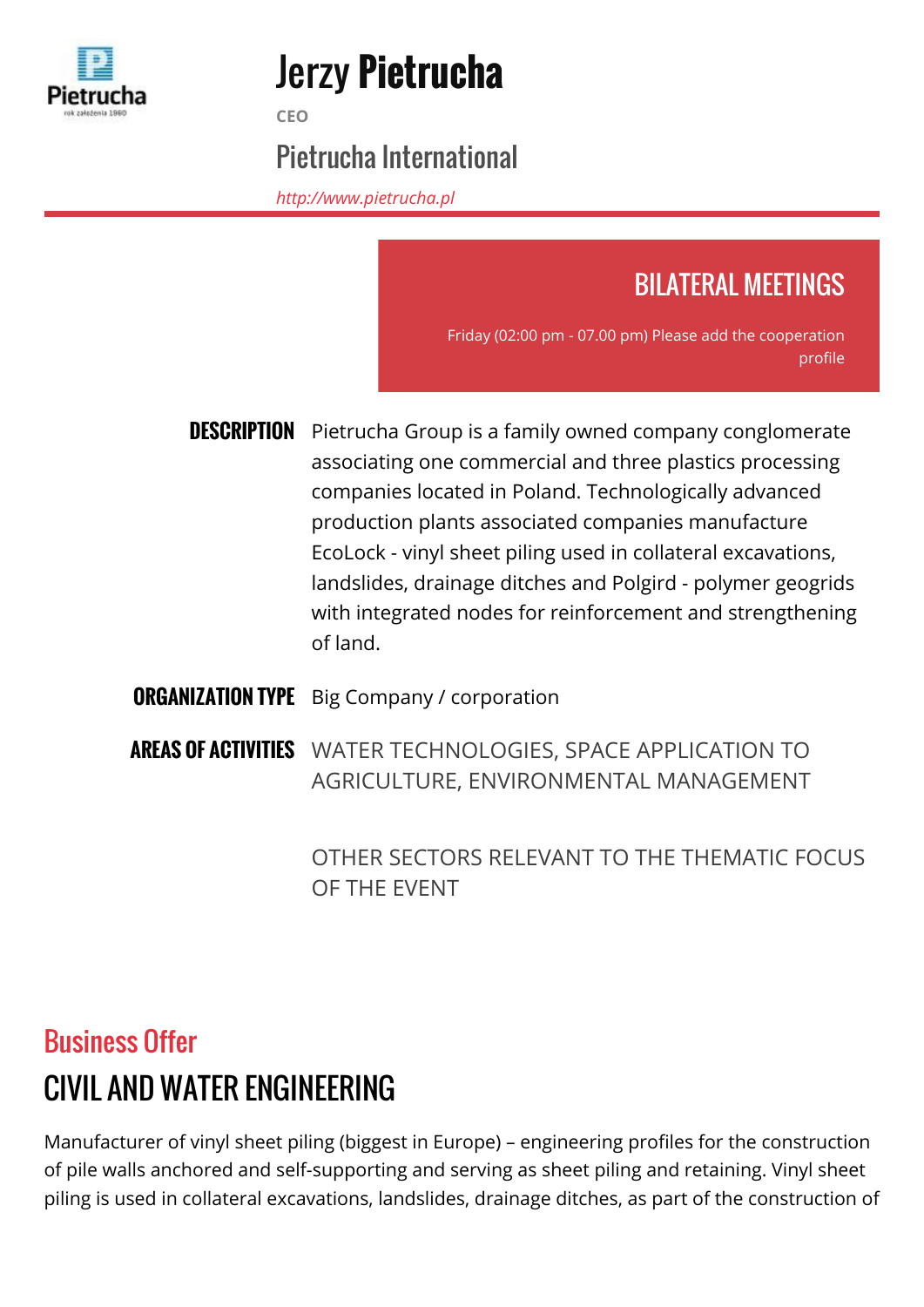# Jerzy Pietrucha

CEO

## Pietrucha International

*http://www.pietrucha.pl*

## BILATERAL MEETINGS

Friday (02:00 pm - 07.00 pm) Please add the cooperation profile

**DESCRIPTION** Pietrucha Group is a family owned company conglomerate associating one commercial and three plastics processing companies located in Poland. Technologically advanced production plants associated companies manufacture EcoLock - vinyl sheet piling used in collateral excavations, landslides, drainage ditches and Polgird - polymer geogrids with integrated nodes for reinforcement and strengthening of land.

**ORGANIZATION TYPE** Big Company / corporation

**AREAS OF ACTIVITIES** WATER TECHNOLOGIES, SPACE APPLICATION TO AGRICULTURE, ENVIRONMENTAL MANAGEMENT

OTHER SECTORS RELEVANT TO THE THEMATIC FOCUS OF THE EVENT

## Business Offer

## CIVIL AND WATER ENGINEERING

Manufacturer of vinyl sheet piling (biggest in Europe) – engineering profiles for the construction of pile walls anchored and self-supporting and serving as sheet piling and retaining. Vinyl sheet piling is used in collateral excavations, landslides, drainage ditches, as part of the construction of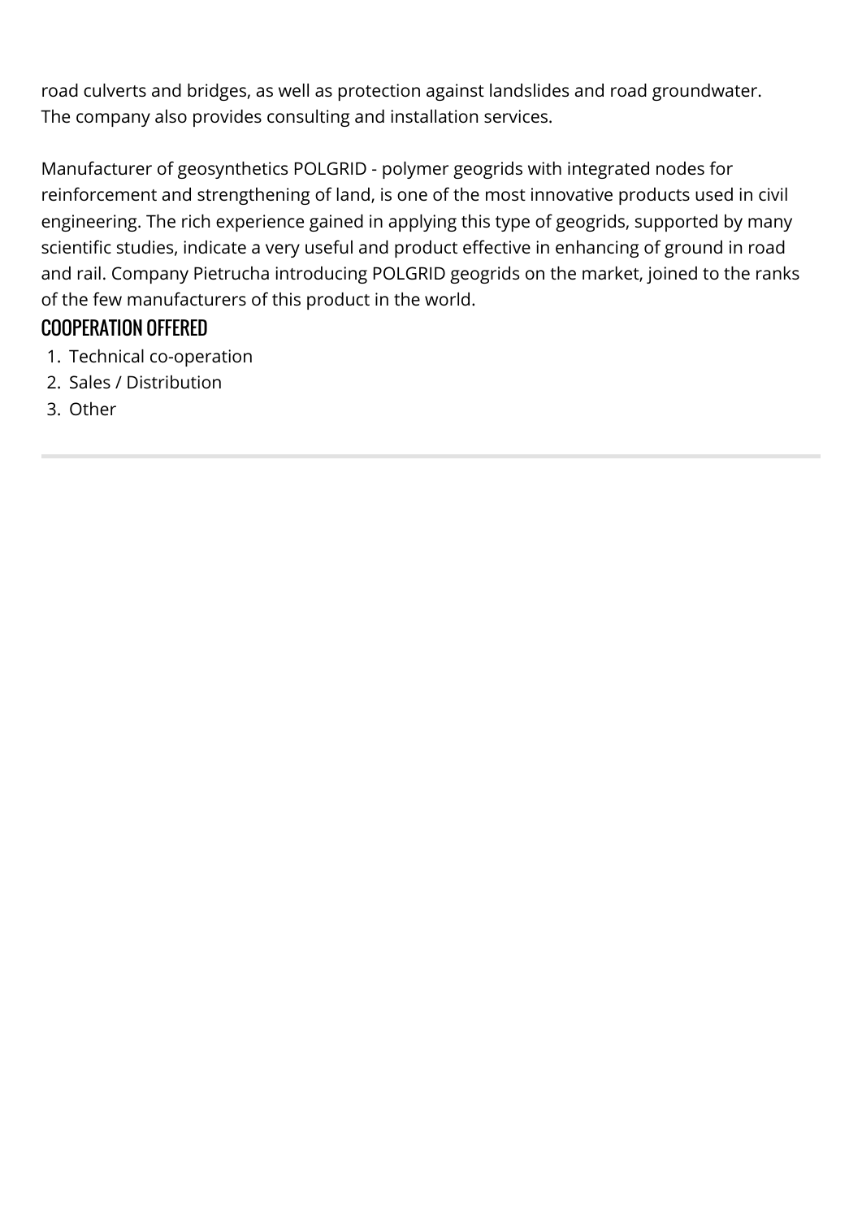road culverts and bridges, as well as protection against landslides and road groundwater. The company also provides consulting and installation services.

Manufacturer of geosynthetics POLGRID - polymer geogrids with integrated nodes for reinforcement and strengthening of land, is one of the most innovative products used in civil engineering. The rich experience gained in applying this type of geogrids, supported by many scientific studies, indicate a very useful and product effective in enhancing of ground in road and rail. Company Pietrucha introducing POLGRID geogrids on the market, joined to the ranks of the few manufacturers of this product in the world.

## COOPERATION OFFERED

1. Technical co-operation
2. Sales / Distribution
3. Other